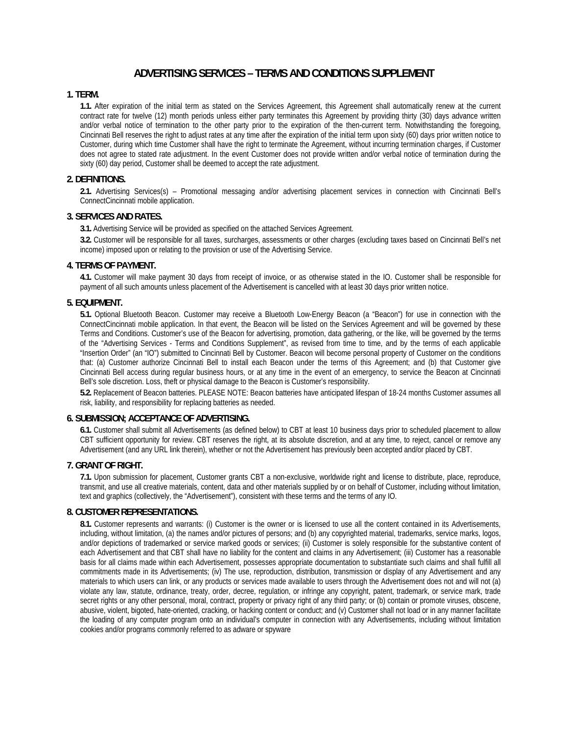# ADVERTISING SERVICES – TERMS AND CONDITIONS SUPPLEMENT

## 1. TERM.

**1.1.** After expiration of the initial term as stated on the Services Agreement, this Agreement shall automatically renew at the current contract rate for twelve (12) month periods unless either party terminates this Agreement by providing thirty (30) days advance written and/or verbal notice of termination to the other party prior to the expiration of the then-current term. Notwithstanding the foregoing, Cincinnati Bell reserves the right to adjust rates at any time after the expiration of the initial term upon sixty (60) days prior written notice to Customer, during which time Customer shall have the right to terminate the Agreement, without incurring termination charges, if Customer does not agree to stated rate adjustment. In the event Customer does not provide written and/or verbal notice of termination during the sixty (60) day period, Customer shall be deemed to accept the rate adjustment.

## 2. DEFINITIONS.

**2.1.** Advertising Services(s) – Promotional messaging and/or advertising placement services in connection with Cincinnati Bell's ConnectCincinnati mobile application.

## 3. SERVICES AND RATES.

**3.1.** Advertising Service will be provided as specified on the attached Services Agreement.

**3.2.** Customer will be responsible for all taxes, surcharges, assessments or other charges (excluding taxes based on Cincinnati Bell's net income) imposed upon or relating to the provision or use of the Advertising Service.

## 4. TERMS OF PAYMENT.

**4.1.** Customer will make payment 30 days from receipt of invoice, or as otherwise stated in the IO. Customer shall be responsible for payment of all such amounts unless placement of the Advertisement is cancelled with at least 30 days prior written notice.

## 5. EQUIPMENT.

**5.1.** Optional Bluetooth Beacon. Customer may receive a Bluetooth Low-Energy Beacon (a "Beacon") for use in connection with the ConnectCincinnati mobile application. In that event, the Beacon will be listed on the Services Agreement and will be governed by these Terms and Conditions. Customer's use of the Beacon for advertising, promotion, data gathering, or the like, will be governed by the terms of the "Advertising Services - Terms and Conditions Supplement", as revised from time to time, and by the terms of each applicable "Insertion Order" (an "IO") submitted to Cincinnati Bell by Customer. Beacon will become personal property of Customer on the conditions that: (a) Customer authorize Cincinnati Bell to install each Beacon under the terms of this Agreement; and (b) that Customer give Cincinnati Bell access during regular business hours, or at any time in the event of an emergency, to service the Beacon at Cincinnati Bell's sole discretion. Loss, theft or physical damage to the Beacon is Customer's responsibility.

**5.2.** Replacement of Beacon batteries. PLEASE NOTE: Beacon batteries have anticipated lifespan of 18-24 months Customer assumes all risk, liability, and responsibility for replacing batteries as needed.

## 6. SUBMISSION; ACCEPTANCE OF ADVERTISING.

**6.1.** Customer shall submit all Advertisements (as defined below) to CBT at least 10 business days prior to scheduled placement to allow CBT sufficient opportunity for review. CBT reserves the right, at its absolute discretion, and at any time, to reject, cancel or remove any Advertisement (and any URL link therein), whether or not the Advertisement has previously been accepted and/or placed by CBT.

## 7. GRANT OF RIGHT.

**7.1.** Upon submission for placement, Customer grants CBT a non-exclusive, worldwide right and license to distribute, place, reproduce, transmit, and use all creative materials, content, data and other materials supplied by or on behalf of Customer, including without limitation, text and graphics (collectively, the "Advertisement"), consistent with these terms and the terms of any IO.

## 8. CUSTOMER REPRESENTATIONS.

**8.1.** Customer represents and warrants: (i) Customer is the owner or is licensed to use all the content contained in its Advertisements, including, without limitation, (a) the names and/or pictures of persons; and (b) any copyrighted material, trademarks, service marks, logos, and/or depictions of trademarked or service marked goods or services; (ii) Customer is solely responsible for the substantive content of each Advertisement and that CBT shall have no liability for the content and claims in any Advertisement; (iii) Customer has a reasonable basis for all claims made within each Advertisement, possesses appropriate documentation to substantiate such claims and shall fulfill all commitments made in its Advertisements; (iv) The use, reproduction, distribution, transmission or display of any Advertisement and any materials to which users can link, or any products or services made available to users through the Advertisement does not and will not (a) violate any law, statute, ordinance, treaty, order, decree, regulation, or infringe any copyright, patent, trademark, or service mark, trade secret rights or any other personal, moral, contract, property or privacy right of any third party; or (b) contain or promote viruses, obscene, abusive, violent, bigoted, hate-oriented, cracking, or hacking content or conduct; and (v) Customer shall not load or in any manner facilitate the loading of any computer program onto an individual's computer in connection with any Advertisements, including without limitation cookies and/or programs commonly referred to as adware or spyware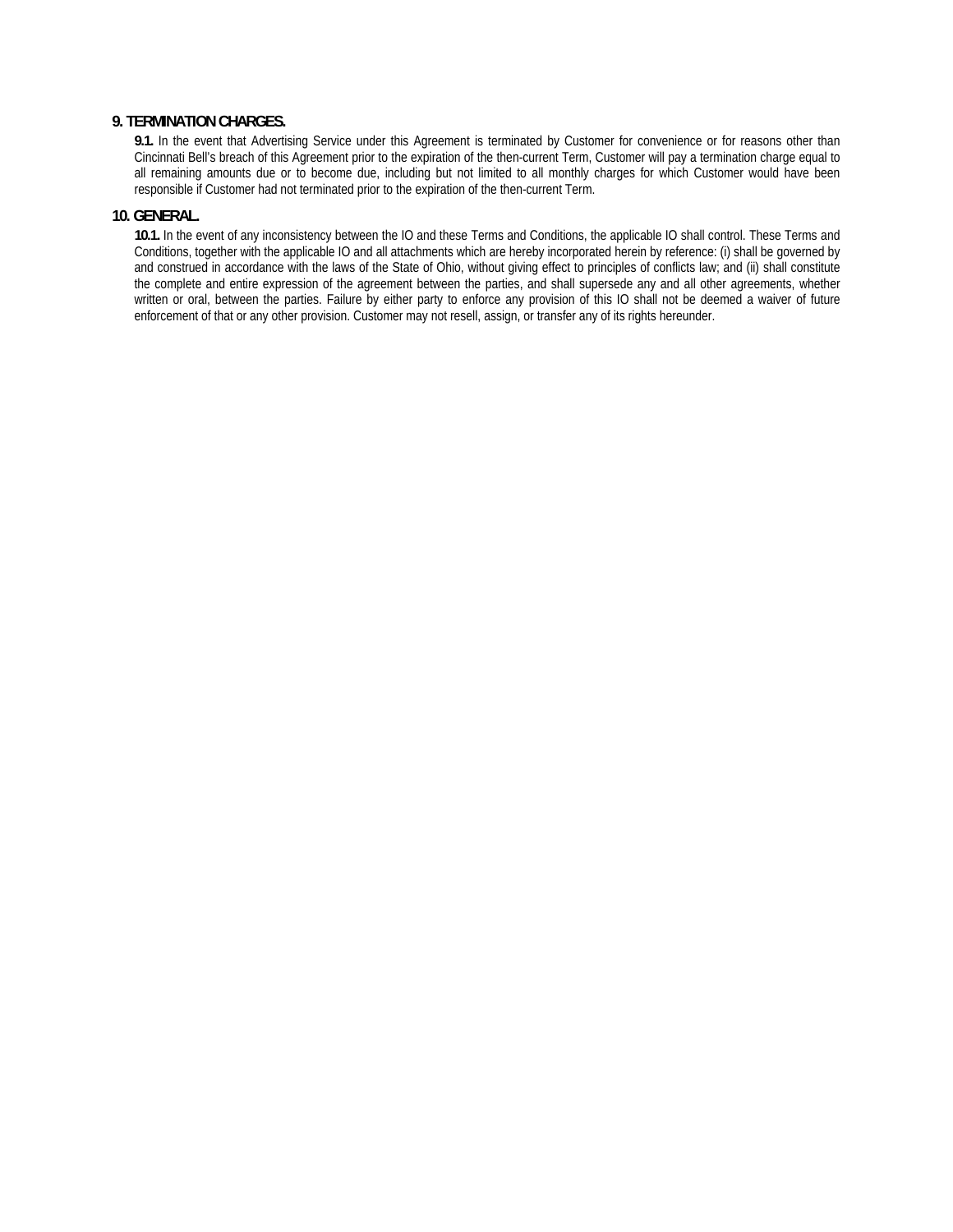## 9. TERMINATION CHARGES.

**9.1.** In the event that Advertising Service under this Agreement is terminated by Customer for convenience or for reasons other than Cincinnati Bell's breach of this Agreement prior to the expiration of the then-current Term, Customer will pay a termination charge equal to all remaining amounts due or to become due, including but not limited to all monthly charges for which Customer would have been responsible if Customer had not terminated prior to the expiration of the then-current Term.

## 10. GENERAL.

**10.1.** In the event of any inconsistency between the IO and these Terms and Conditions, the applicable IO shall control. These Terms and Conditions, together with the applicable IO and all attachments which are hereby incorporated herein by reference: (i) shall be governed by and construed in accordance with the laws of the State of Ohio, without giving effect to principles of conflicts law; and (ii) shall constitute the complete and entire expression of the agreement between the parties, and shall supersede any and all other agreements, whether written or oral, between the parties. Failure by either party to enforce any provision of this IO shall not be deemed a waiver of future enforcement of that or any other provision. Customer may not resell, assign, or transfer any of its rights hereunder.